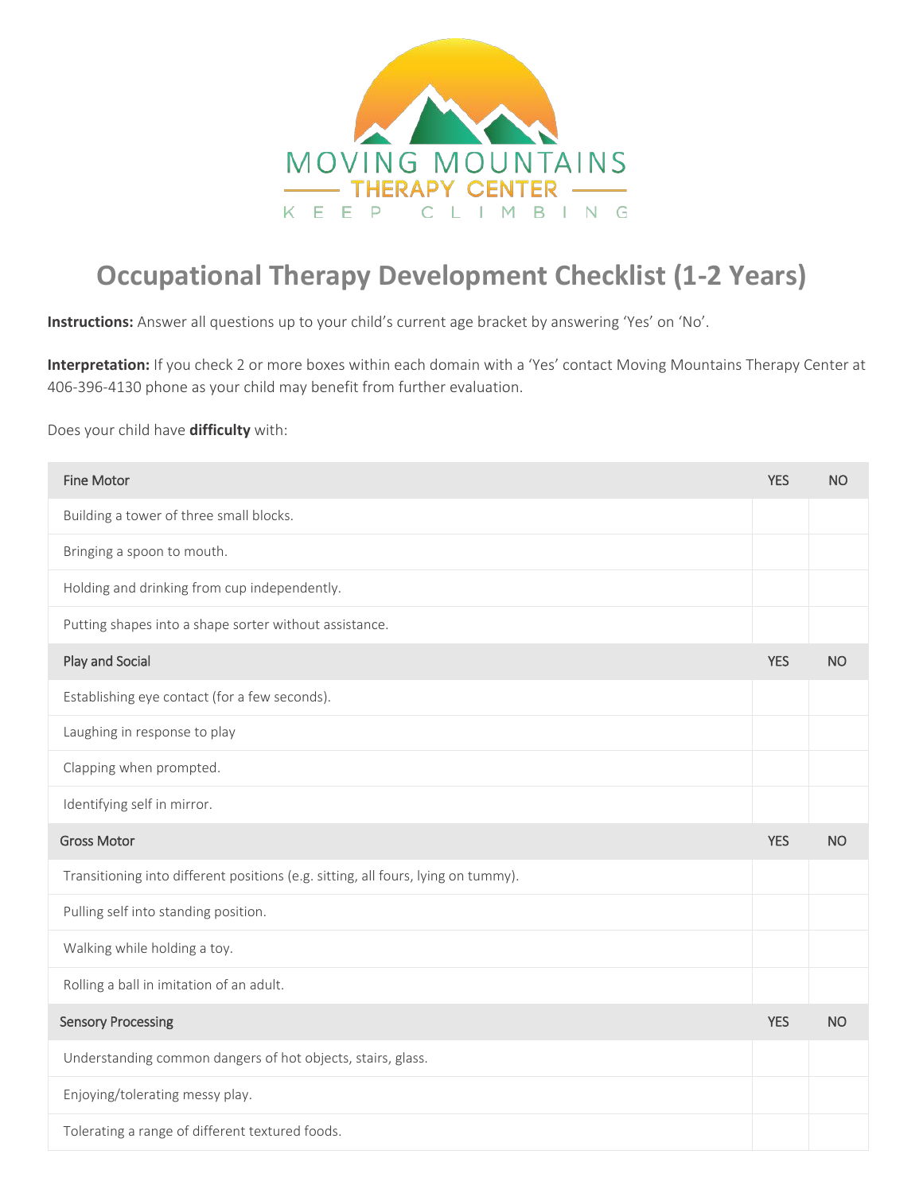MOVING MOUNTAINS
THERAPY CENTER
KEEP CLIMBING

# Occupational Therapy Development Checklist (1-2 Years)

**Instructions:** Answer all questions up to your child's current age bracket by answering 'Yes' on 'No'.

**Interpretation:** If you check 2 or more boxes within each domain with a 'Yes' contact Moving Mountains Therapy Center at 406-396-4130 phone as your child may benefit from further evaluation.

Does your child have **difficulty** with:

| Fine Motor | YES | NO |
|---|---|---|
| Building a tower of three small blocks. | | |
| Bringing a spoon to mouth. | | |
| Holding and drinking from cup independently. | | |
| Putting shapes into a shape sorter without assistance. | | |
| **Play and Social** | **YES** | **NO** |
| Establishing eye contact (for a few seconds). | | |
| Laughing in response to play | | |
| Clapping when prompted. | | |
| Identifying self in mirror. | | |
| **Gross Motor** | **YES** | **NO** |
| Transitioning into different positions (e.g. sitting, all fours, lying on tummy). | | |
| Pulling self into standing position. | | |
| Walking while holding a toy. | | |
| Rolling a ball in imitation of an adult. | | |
| **Sensory Processing** | **YES** | **NO** |
| Understanding common dangers of hot objects, stairs, glass. | | |
| Enjoying/tolerating messy play. | | |
| Tolerating a range of different textured foods. | | |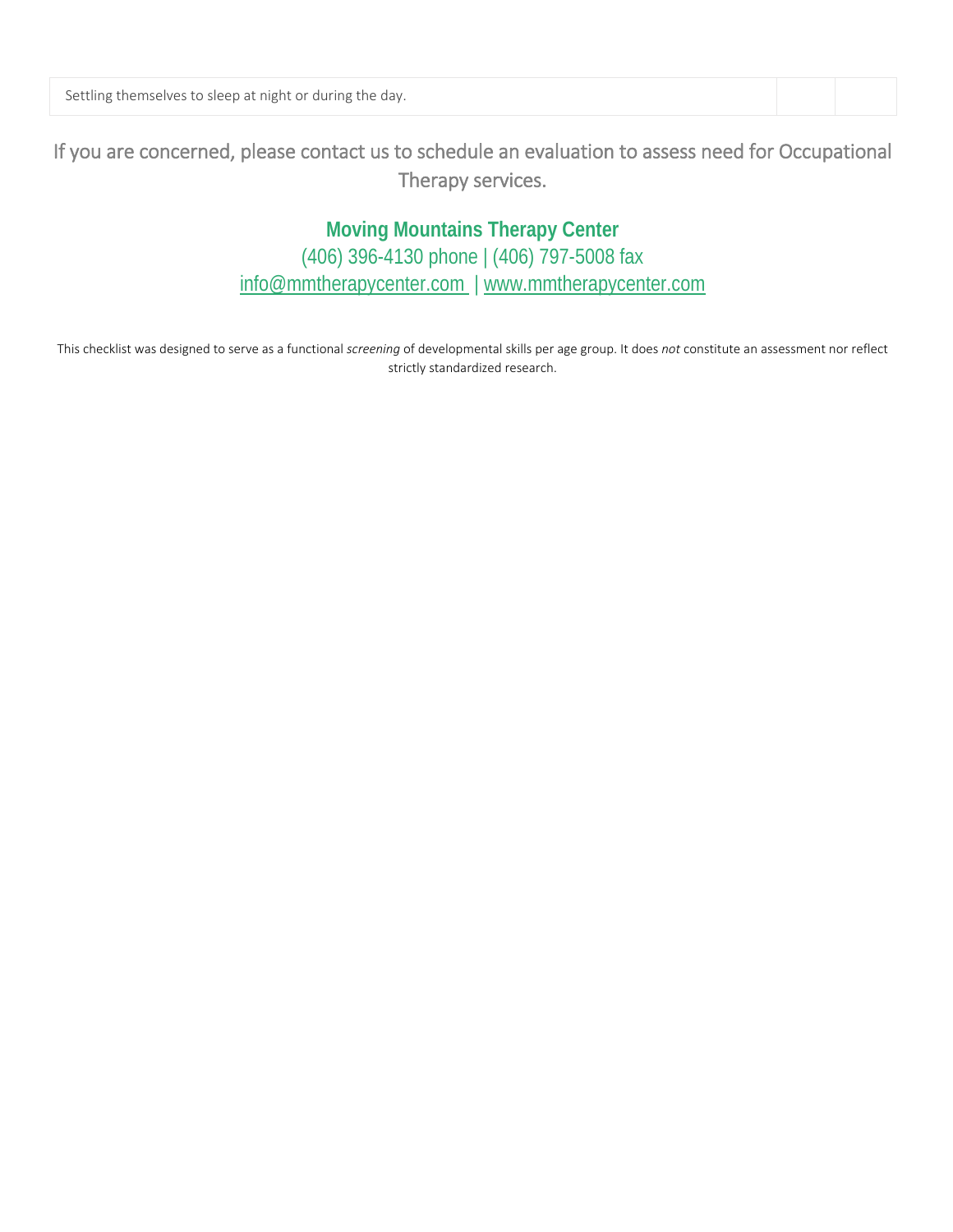| | | |
|---|---|---|
| Settling themselves to sleep at night or during the day. | | |

If you are concerned, please contact us to schedule an evaluation to assess need for Occupational Therapy services.

**Moving Mountains Therapy Center**

(406) 396-4130 phone | (406) 797-5008 fax

info@mmtherapycenter.com | www.mmtherapycenter.com

This checklist was designed to serve as a functional *screening* of developmental skills per age group. It does *not* constitute an assessment nor reflect strictly standardized research.